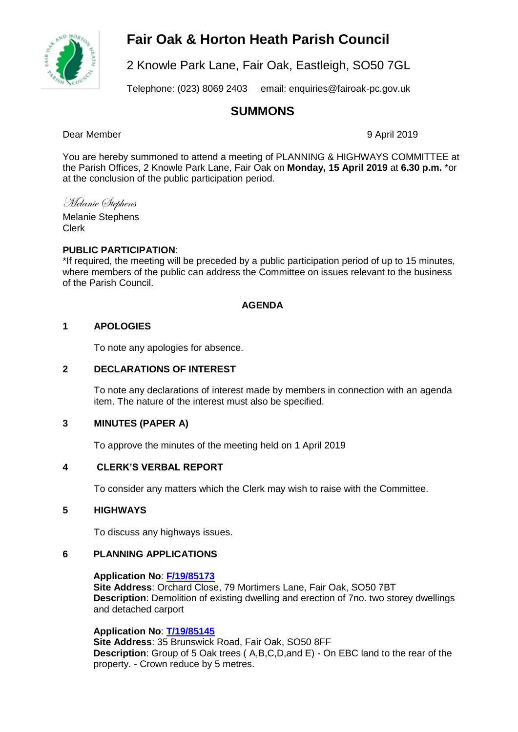# Fair Oak & Horton Heath Parish Council

2 Knowle Park Lane, Fair Oak, Eastleigh, SO50 7GL

Telephone: (023) 8069 2403 email: enquiries@fairoak-pc.gov.uk

## SUMMONS

Dear Member

9 April 2019

You are hereby summoned to attend a meeting of PLANNING & HIGHWAYS COMMITTEE at the Parish Offices, 2 Knowle Park Lane, Fair Oak on **Monday, 15 April 2019** at **6.30 p.m.** *or at the conclusion of the public participation period.

*Melanie Stephens*

Melanie Stephens
Clerk

**PUBLIC PARTICIPATION**:
*If required, the meeting will be preceded by a public participation period of up to 15 minutes, where members of the public can address the Committee on issues relevant to the business of the Parish Council.

### AGENDA

**1 APOLOGIES**

To note any apologies for absence.

**2 DECLARATIONS OF INTEREST**

To note any declarations of interest made by members in connection with an agenda item. The nature of the interest must also be specified.

**3 MINUTES (PAPER A)**

To approve the minutes of the meeting held on 1 April 2019

**4 CLERK'S VERBAL REPORT**

To consider any matters which the Clerk may wish to raise with the Committee.

**5 HIGHWAYS**

To discuss any highways issues.

**6 PLANNING APPLICATIONS**

**Application No**: **F/19/85173**
**Site Address**: Orchard Close, 79 Mortimers Lane, Fair Oak, SO50 7BT
**Description**: Demolition of existing dwelling and erection of 7no. two storey dwellings and detached carport

**Application No**: **T/19/85145**
**Site Address**: 35 Brunswick Road, Fair Oak, SO50 8FF
**Description**: Group of 5 Oak trees ( A,B,C,D,and E) - On EBC land to the rear of the property. - Crown reduce by 5 metres.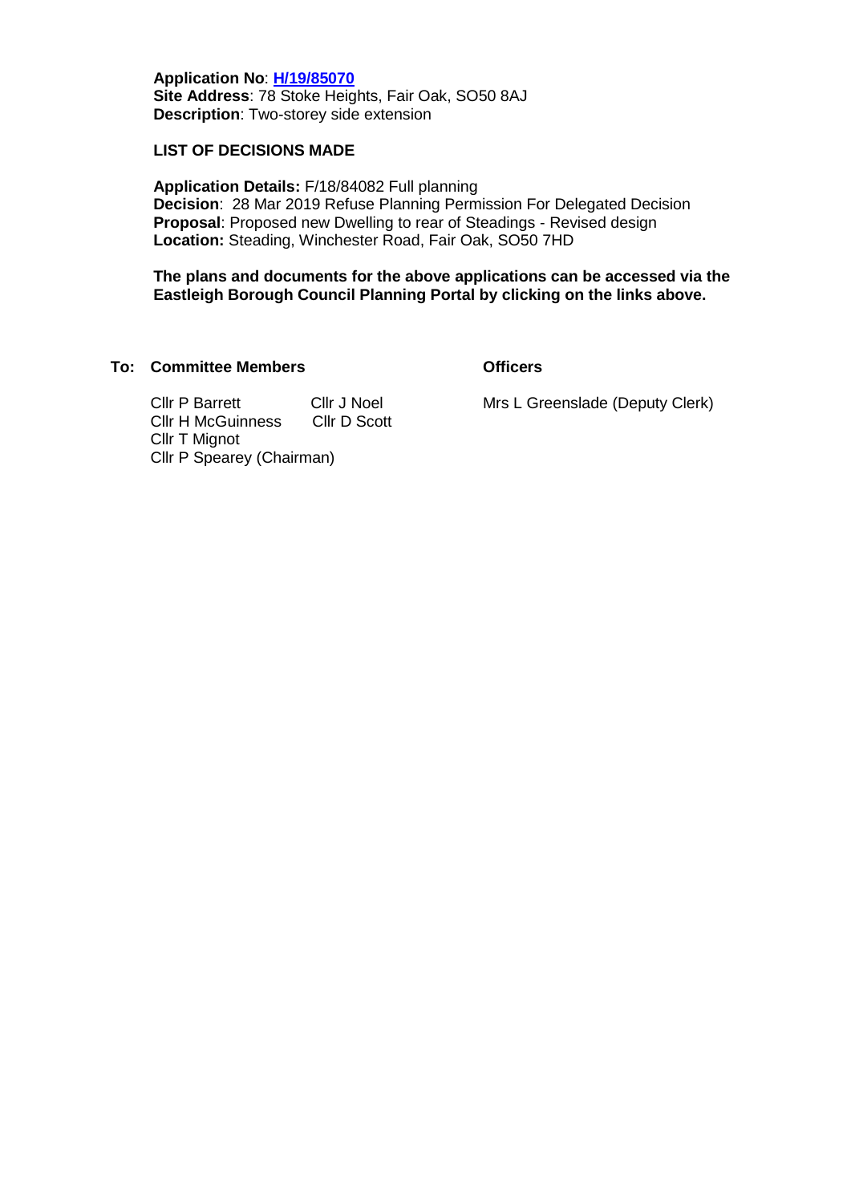**Application No**: [H/19/85070]
**Site Address**: 78 Stoke Heights, Fair Oak, SO50 8AJ
**Description**: Two-storey side extension

**LIST OF DECISIONS MADE**

**Application Details:** F/18/84082 Full planning
**Decision**: 28 Mar 2019 Refuse Planning Permission For Delegated Decision
**Proposal**: Proposed new Dwelling to rear of Steadings - Revised design
**Location:** Steading, Winchester Road, Fair Oak, SO50 7HD

**The plans and documents for the above applications can be accessed via the Eastleigh Borough Council Planning Portal by clicking on the links above.**

**To: Committee Members**

Cllr P Barrett
Cllr J Noel
Cllr H McGuinness
Cllr D Scott
Cllr T Mignot
Cllr P Spearey (Chairman)

**Officers**

Mrs L Greenslade (Deputy Clerk)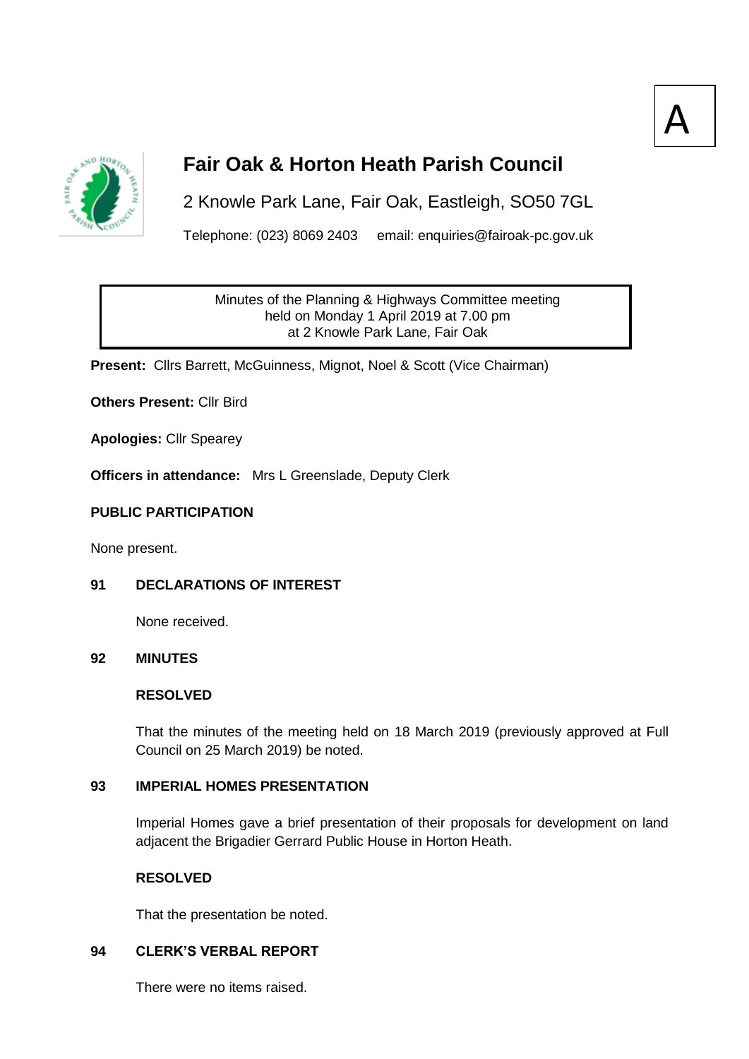A

# Fair Oak & Horton Heath Parish Council

2 Knowle Park Lane, Fair Oak, Eastleigh, SO50 7GL

Telephone: (023) 8069 2403 email: enquiries@fairoak-pc.gov.uk

Minutes of the Planning & Highways Committee meeting
held on Monday 1 April 2019 at 7.00 pm
at 2 Knowle Park Lane, Fair Oak

**Present:** Cllrs Barrett, McGuinness, Mignot, Noel & Scott (Vice Chairman)

**Others Present:** Cllr Bird

**Apologies:** Cllr Spearey

**Officers in attendance:** Mrs L Greenslade, Deputy Clerk

**PUBLIC PARTICIPATION**

None present.

**91 DECLARATIONS OF INTEREST**

None received.

**92 MINUTES**

**RESOLVED**

That the minutes of the meeting held on 18 March 2019 (previously approved at Full Council on 25 March 2019) be noted.

**93 IMPERIAL HOMES PRESENTATION**

Imperial Homes gave a brief presentation of their proposals for development on land adjacent the Brigadier Gerrard Public House in Horton Heath.

**RESOLVED**

That the presentation be noted.

**94 CLERK'S VERBAL REPORT**

There were no items raised.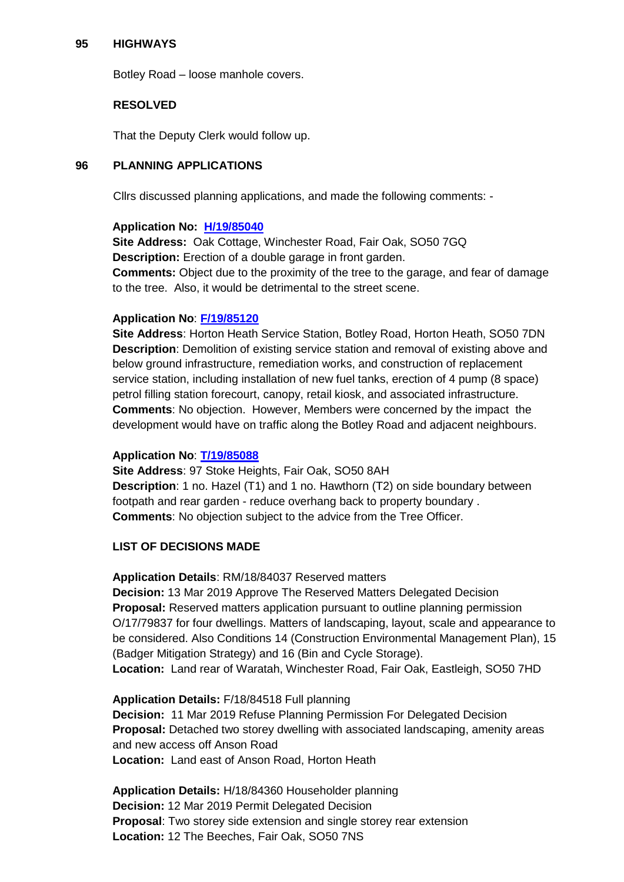## 95 HIGHWAYS

Botley Road – loose manhole covers.

**RESOLVED**

That the Deputy Clerk would follow up.

## 96 PLANNING APPLICATIONS

Cllrs discussed planning applications, and made the following comments: -

**Application No: H/19/85040**
**Site Address:** Oak Cottage, Winchester Road, Fair Oak, SO50 7GQ
**Description:** Erection of a double garage in front garden.
**Comments:** Object due to the proximity of the tree to the garage, and fear of damage to the tree. Also, it would be detrimental to the street scene.

**Application No**: **F/19/85120**
**Site Address**: Horton Heath Service Station, Botley Road, Horton Heath, SO50 7DN
**Description**: Demolition of existing service station and removal of existing above and below ground infrastructure, remediation works, and construction of replacement service station, including installation of new fuel tanks, erection of 4 pump (8 space) petrol filling station forecourt, canopy, retail kiosk, and associated infrastructure.
**Comments**: No objection. However, Members were concerned by the impact the development would have on traffic along the Botley Road and adjacent neighbours.

**Application No**: **T/19/85088**
**Site Address**: 97 Stoke Heights, Fair Oak, SO50 8AH
**Description**: 1 no. Hazel (T1) and 1 no. Hawthorn (T2) on side boundary between footpath and rear garden - reduce overhang back to property boundary .
**Comments**: No objection subject to the advice from the Tree Officer.

**LIST OF DECISIONS MADE**

**Application Details**: RM/18/84037 Reserved matters
**Decision:** 13 Mar 2019 Approve The Reserved Matters Delegated Decision
**Proposal:** Reserved matters application pursuant to outline planning permission O/17/79837 for four dwellings. Matters of landscaping, layout, scale and appearance to be considered. Also Conditions 14 (Construction Environmental Management Plan), 15 (Badger Mitigation Strategy) and 16 (Bin and Cycle Storage).
**Location:** Land rear of Waratah, Winchester Road, Fair Oak, Eastleigh, SO50 7HD

**Application Details:** F/18/84518 Full planning
**Decision:** 11 Mar 2019 Refuse Planning Permission For Delegated Decision
**Proposal:** Detached two storey dwelling with associated landscaping, amenity areas and new access off Anson Road
**Location:** Land east of Anson Road, Horton Heath

**Application Details:** H/18/84360 Householder planning
**Decision:** 12 Mar 2019 Permit Delegated Decision
**Proposal**: Two storey side extension and single storey rear extension
**Location:** 12 The Beeches, Fair Oak, SO50 7NS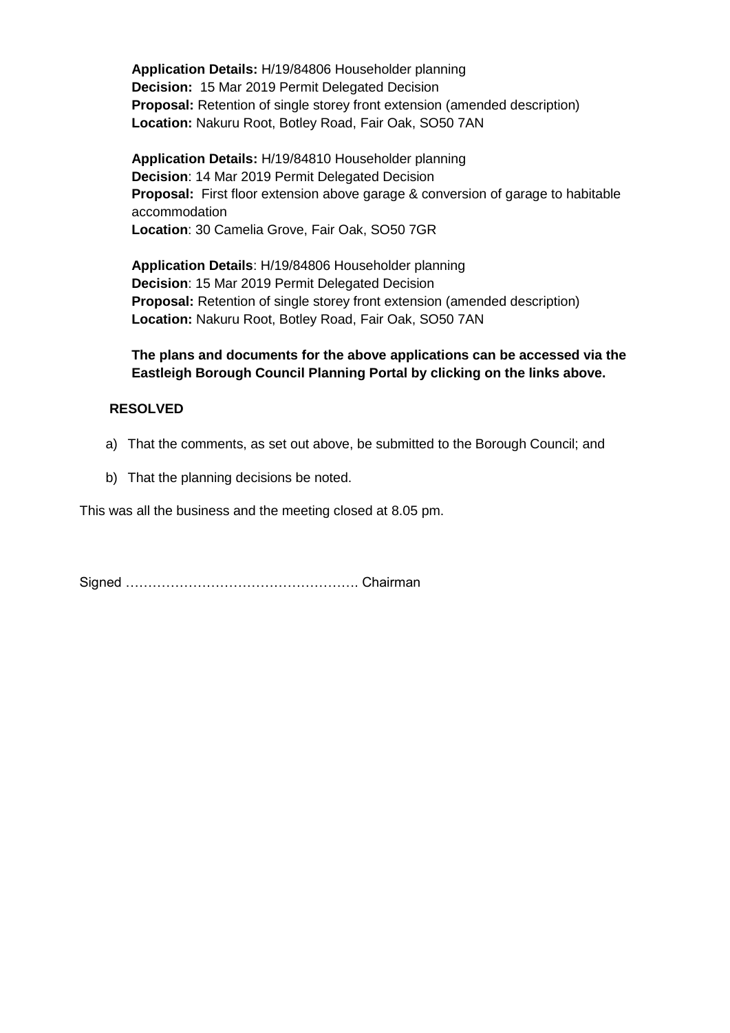**Application Details:** H/19/84806 Householder planning
**Decision:** 15 Mar 2019 Permit Delegated Decision
**Proposal:** Retention of single storey front extension (amended description)
**Location:** Nakuru Root, Botley Road, Fair Oak, SO50 7AN

**Application Details:** H/19/84810 Householder planning
**Decision**: 14 Mar 2019 Permit Delegated Decision
**Proposal:** First floor extension above garage & conversion of garage to habitable accommodation
**Location**: 30 Camelia Grove, Fair Oak, SO50 7GR

**Application Details**: H/19/84806 Householder planning
**Decision**: 15 Mar 2019 Permit Delegated Decision
**Proposal:** Retention of single storey front extension (amended description)
**Location:** Nakuru Root, Botley Road, Fair Oak, SO50 7AN

**The plans and documents for the above applications can be accessed via the Eastleigh Borough Council Planning Portal by clicking on the links above.**

**RESOLVED**

a) That the comments, as set out above, be submitted to the Borough Council; and

b) That the planning decisions be noted.

This was all the business and the meeting closed at 8.05 pm.

Signed ……………………………………………. Chairman